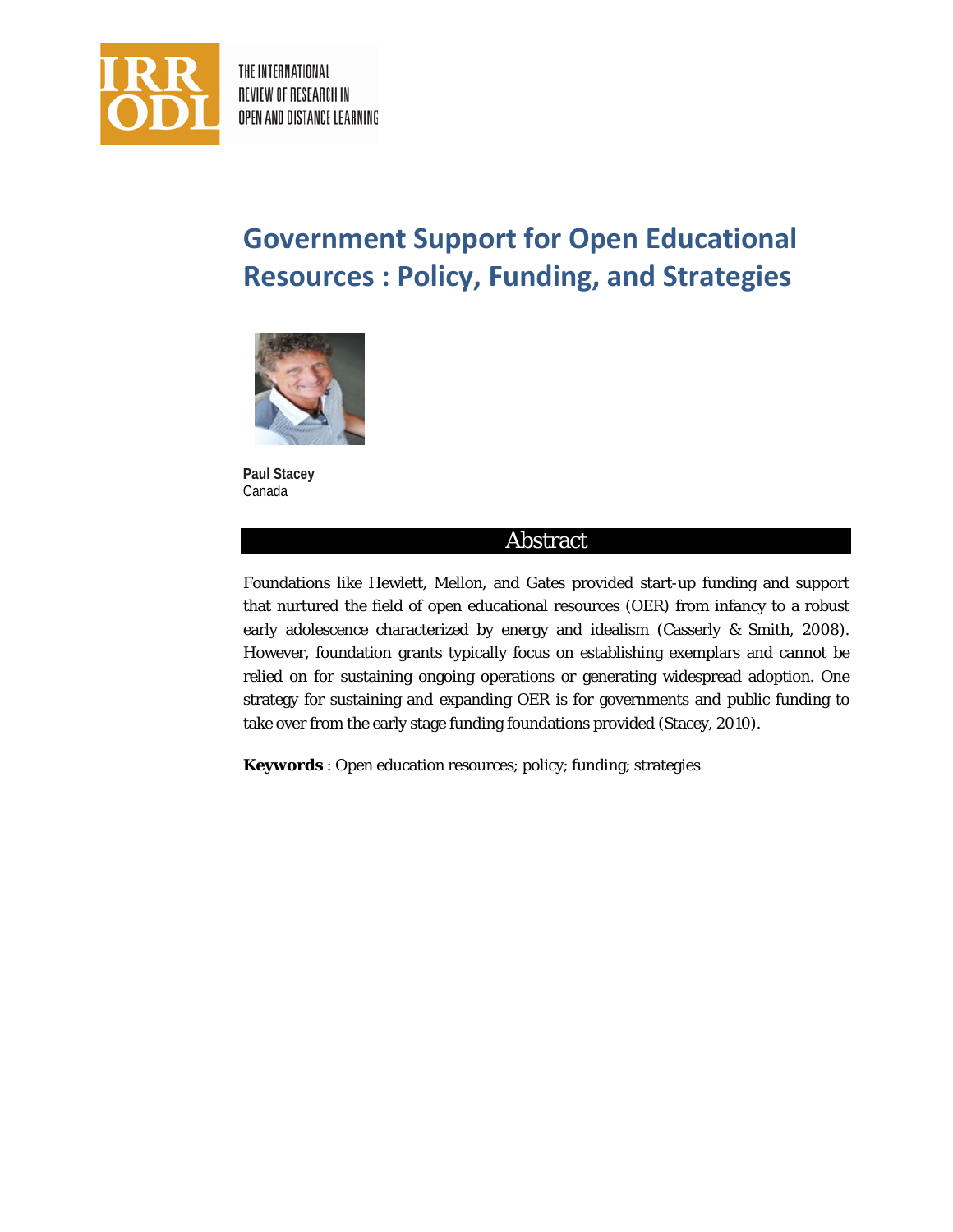# Government Support for Open Educational Resources : Policy, Funding, and Strategies

**Paul Stacey**
Canada

## Abstract

Foundations like Hewlett, Mellon, and Gates provided start-up funding and support that nurtured the field of open educational resources (OER) from infancy to a robust early adolescence characterized by energy and idealism (Casserly & Smith, 2008). However, foundation grants typically focus on establishing exemplars and cannot be relied on for sustaining ongoing operations or generating widespread adoption. One strategy for sustaining and expanding OER is for governments and public funding to take over from the early stage funding foundations provided (Stacey, 2010).

**Keywords** : Open education resources; policy; funding; strategies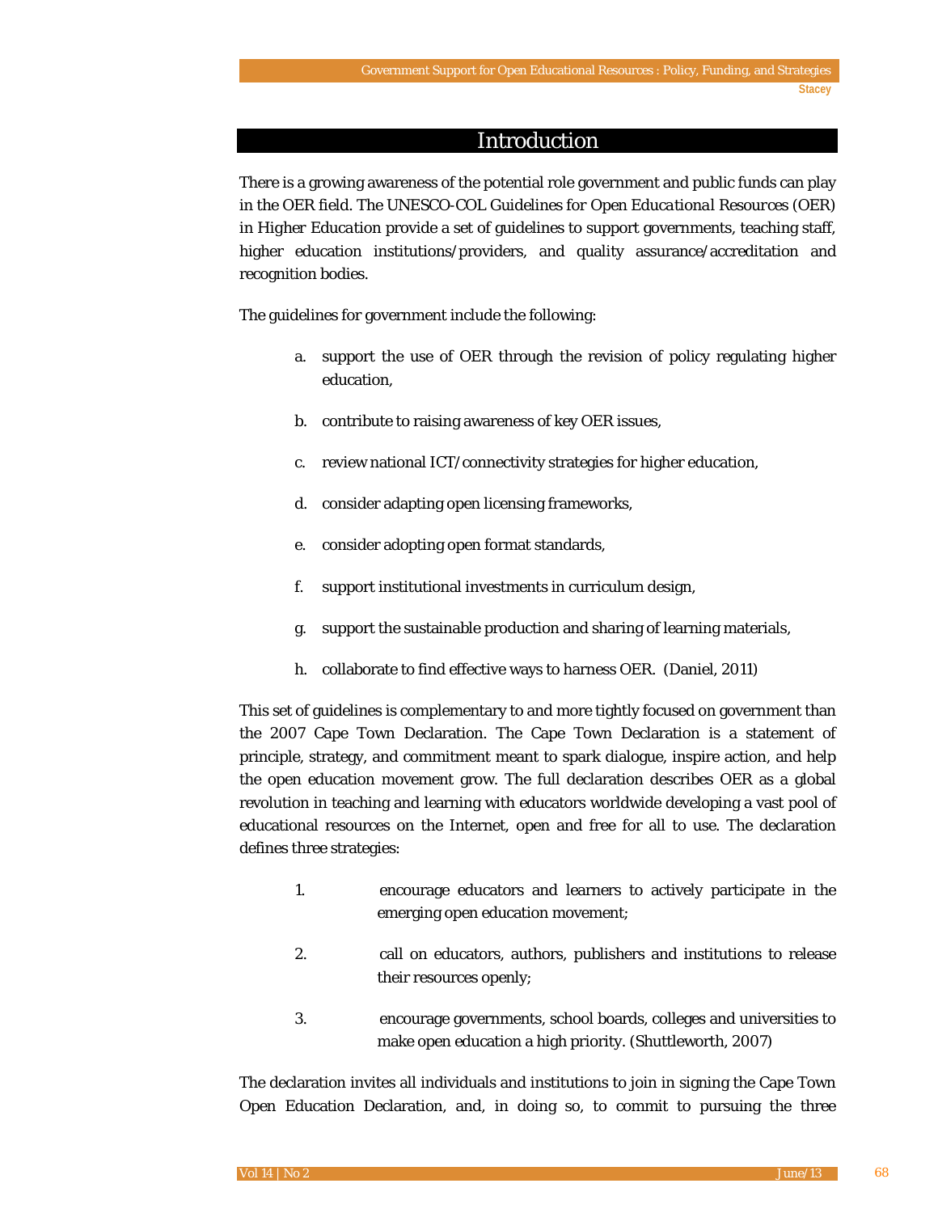# Introduction

There is a growing awareness of the potential role government and public funds can play in the OER field. The UNESCO-COL *Guidelines for Open Educational Resources (OER) in Higher Education* provide a set of guidelines to support governments, teaching staff, higher education institutions/providers, and quality assurance/accreditation and recognition bodies.

The guidelines for government include the following:

a. support the use of OER through the revision of policy regulating higher education,

b. contribute to raising awareness of key OER issues,

c. review national ICT/connectivity strategies for higher education,

d. consider adapting open licensing frameworks,

e. consider adopting open format standards,

f. support institutional investments in curriculum design,

g. support the sustainable production and sharing of learning materials,

h. collaborate to find effective ways to harness OER. (Daniel, 2011)

This set of guidelines is complementary to and more tightly focused on government than the 2007 Cape Town Declaration. The Cape Town Declaration is a statement of principle, strategy, and commitment meant to spark dialogue, inspire action, and help the open education movement grow. The full declaration describes OER as a global revolution in teaching and learning with educators worldwide developing a vast pool of educational resources on the Internet, open and free for all to use. The declaration defines three strategies:

1. encourage educators and learners to actively participate in the emerging open education movement;

2. call on educators, authors, publishers and institutions to release their resources openly;

3. encourage governments, school boards, colleges and universities to make open education a high priority. (Shuttleworth, 2007)

The declaration invites all individuals and institutions to join in signing the Cape Town Open Education Declaration, and, in doing so, to commit to pursuing the three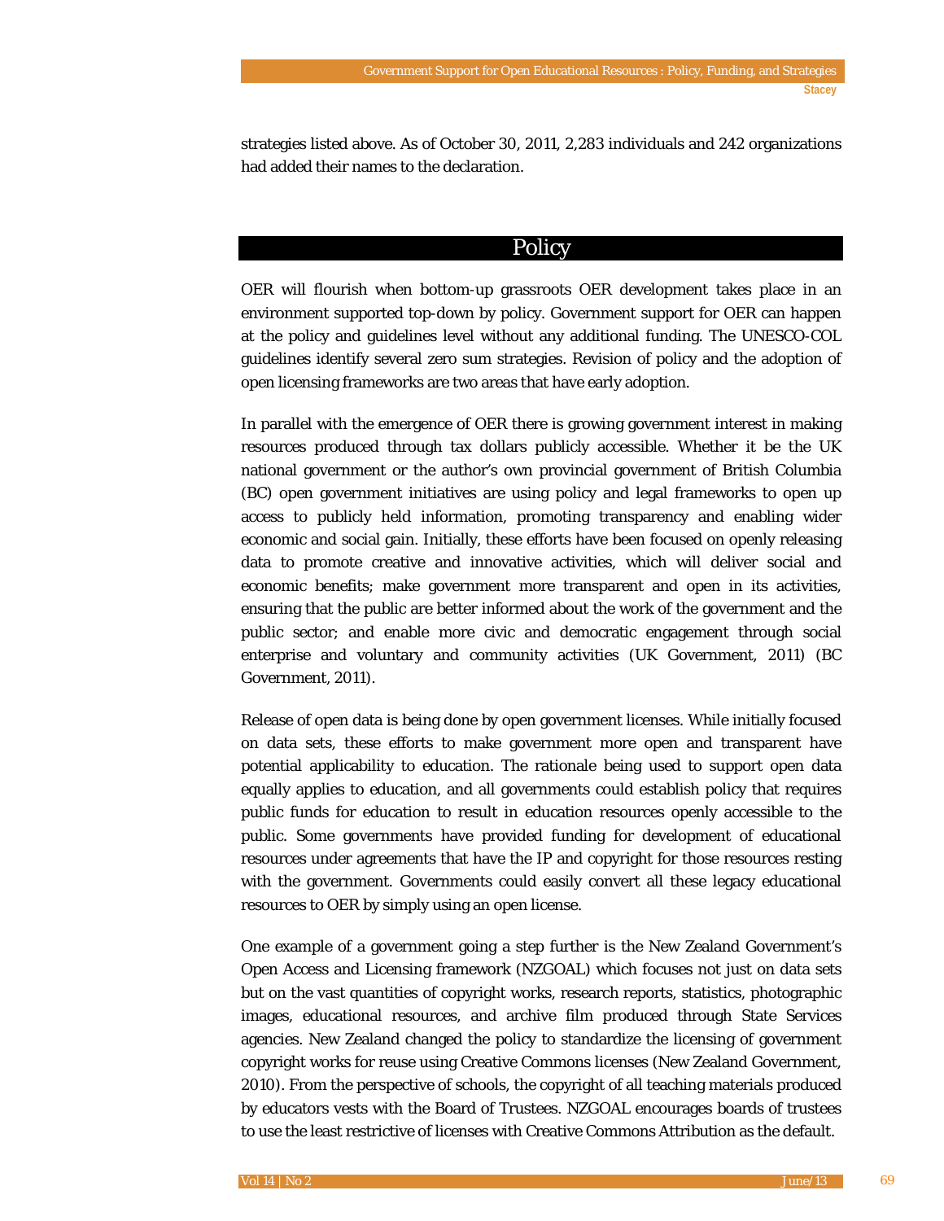strategies listed above. As of October 30, 2011, 2,283 individuals and 242 organizations had added their names to the declaration.

## Policy

OER will flourish when bottom-up grassroots OER development takes place in an environment supported top-down by policy. Government support for OER can happen at the policy and guidelines level without any additional funding. The UNESCO-COL guidelines identify several zero sum strategies. Revision of policy and the adoption of open licensing frameworks are two areas that have early adoption.

In parallel with the emergence of OER there is growing government interest in making resources produced through tax dollars publicly accessible. Whether it be the UK national government or the author's own provincial government of British Columbia (BC) open government initiatives are using policy and legal frameworks to open up access to publicly held information, promoting transparency and enabling wider economic and social gain. Initially, these efforts have been focused on openly releasing data to promote creative and innovative activities, which will deliver social and economic benefits; make government more transparent and open in its activities, ensuring that the public are better informed about the work of the government and the public sector; and enable more civic and democratic engagement through social enterprise and voluntary and community activities (UK Government, 2011) (BC Government, 2011).

Release of open data is being done by open government licenses. While initially focused on data sets, these efforts to make government more open and transparent have potential applicability to education. The rationale being used to support open data equally applies to education, and all governments could establish policy that requires public funds for education to result in education resources openly accessible to the public. Some governments have provided funding for development of educational resources under agreements that have the IP and copyright for those resources resting with the government. Governments could easily convert all these legacy educational resources to OER by simply using an open license.

One example of a government going a step further is the New Zealand Government's Open Access and Licensing framework (NZGOAL) which focuses not just on data sets but on the vast quantities of copyright works, research reports, statistics, photographic images, educational resources, and archive film produced through State Services agencies. New Zealand changed the policy to standardize the licensing of government copyright works for reuse using Creative Commons licenses (New Zealand Government, 2010). From the perspective of schools, the copyright of all teaching materials produced by educators vests with the Board of Trustees. NZGOAL encourages boards of trustees to use the least restrictive of licenses with Creative Commons Attribution as the default.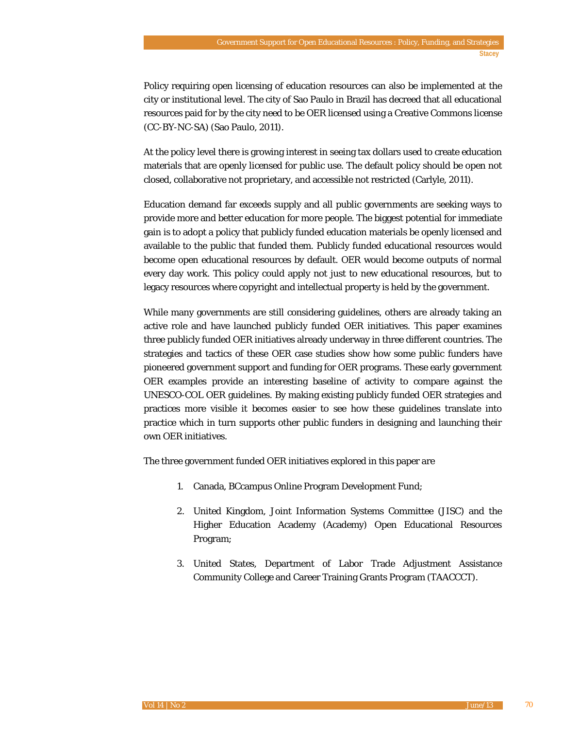Policy requiring open licensing of education resources can also be implemented at the city or institutional level. The city of Sao Paulo in Brazil has decreed that all educational resources paid for by the city need to be OER licensed using a Creative Commons license (CC-BY-NC-SA) (Sao Paulo, 2011).

At the policy level there is growing interest in seeing tax dollars used to create education materials that are openly licensed for public use. The default policy should be open not closed, collaborative not proprietary, and accessible not restricted (Carlyle, 2011).

Education demand far exceeds supply and all public governments are seeking ways to provide more and better education for more people. The biggest potential for immediate gain is to adopt a policy that publicly funded education materials be openly licensed and available to the public that funded them. Publicly funded educational resources would become open educational resources by default. OER would become outputs of normal every day work. This policy could apply not just to new educational resources, but to legacy resources where copyright and intellectual property is held by the government.

While many governments are still considering guidelines, others are already taking an active role and have launched publicly funded OER initiatives. This paper examines three publicly funded OER initiatives already underway in three different countries. The strategies and tactics of these OER case studies show how some public funders have pioneered government support and funding for OER programs. These early government OER examples provide an interesting baseline of activity to compare against the UNESCO-COL OER guidelines. By making existing publicly funded OER strategies and practices more visible it becomes easier to see how these guidelines translate into practice which in turn supports other public funders in designing and launching their own OER initiatives.

The three government funded OER initiatives explored in this paper are

1. Canada, BCcampus Online Program Development Fund;
2. United Kingdom, Joint Information Systems Committee (JISC) and the Higher Education Academy (Academy) Open Educational Resources Program;
3. United States, Department of Labor Trade Adjustment Assistance Community College and Career Training Grants Program (TAACCCT).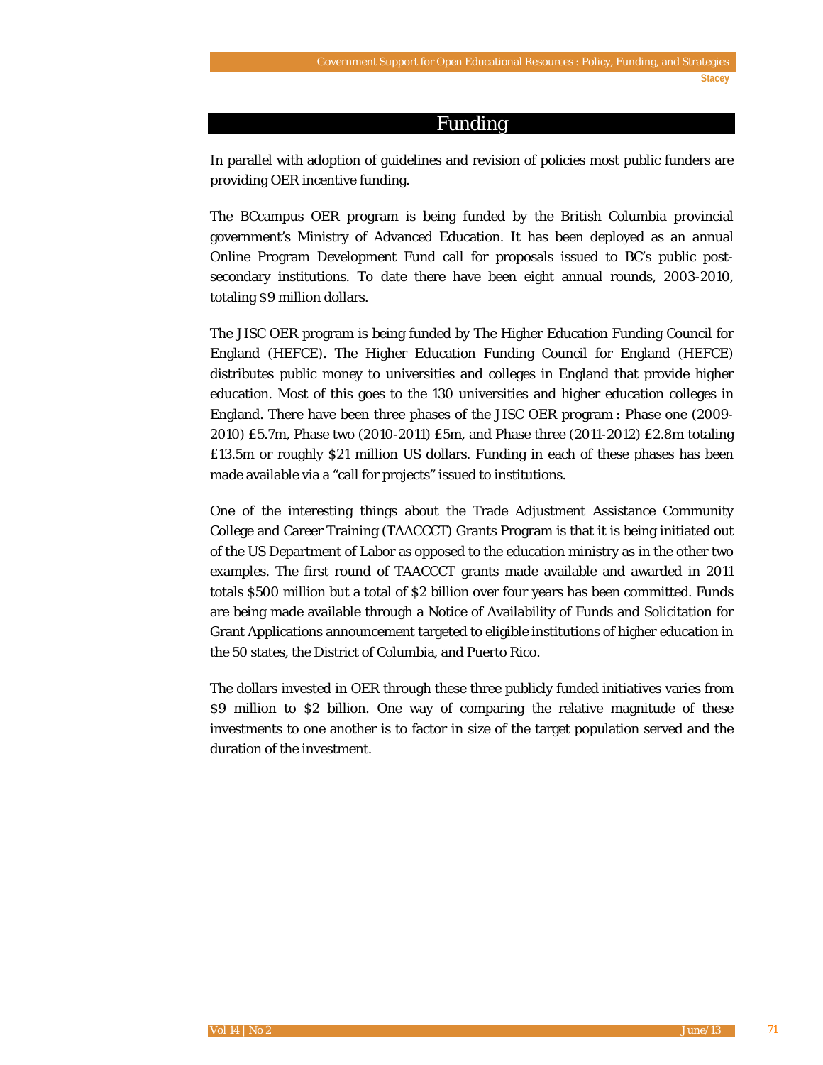## Funding

In parallel with adoption of guidelines and revision of policies most public funders are providing OER incentive funding.

The BCcampus OER program is being funded by the British Columbia provincial government's Ministry of Advanced Education. It has been deployed as an annual Online Program Development Fund call for proposals issued to BC's public post-secondary institutions. To date there have been eight annual rounds, 2003-2010, totaling $9 million dollars.

The JISC OER program is being funded by The Higher Education Funding Council for England (HEFCE). The Higher Education Funding Council for England (HEFCE) distributes public money to universities and colleges in England that provide higher education. Most of this goes to the 130 universities and higher education colleges in England. There have been three phases of the JISC OER program : Phase one (2009-2010) £5.7m, Phase two (2010-2011) £5m, and Phase three (2011-2012) £2.8m totaling £13.5m or roughly $21 million US dollars. Funding in each of these phases has been made available via a "call for projects" issued to institutions.

One of the interesting things about the Trade Adjustment Assistance Community College and Career Training (TAACCCT) Grants Program is that it is being initiated out of the US Department of Labor as opposed to the education ministry as in the other two examples. The first round of TAACCCT grants made available and awarded in 2011 totals $500 million but a total of $2 billion over four years has been committed. Funds are being made available through a Notice of Availability of Funds and Solicitation for Grant Applications announcement targeted to eligible institutions of higher education in the 50 states, the District of Columbia, and Puerto Rico.

The dollars invested in OER through these three publicly funded initiatives varies from $9 million to $2 billion. One way of comparing the relative magnitude of these investments to one another is to factor in size of the target population served and the duration of the investment.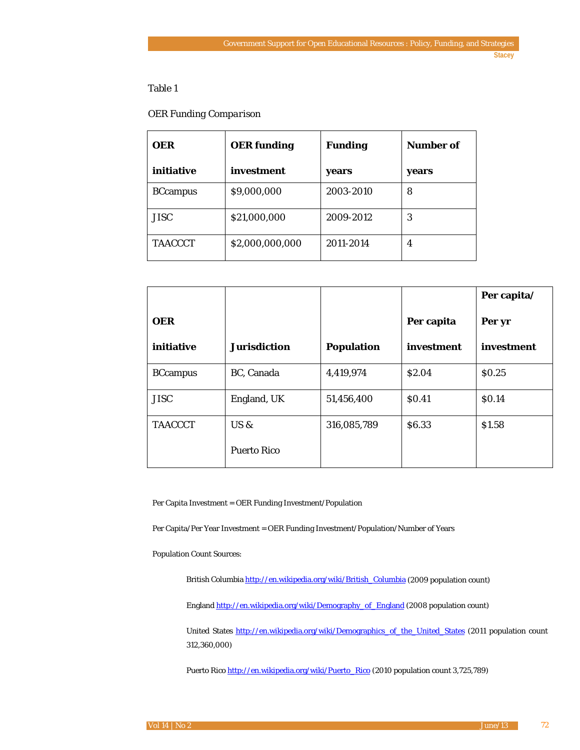Table 1

*OER Funding Comparison*

| **OER initiative** | **OER funding investment** | **Funding years** | **Number of years** |
|---|---|---|---|
| BCcampus | $9,000,000 | 2003-2010 | 8 |
| JISC | $21,000,000 | 2009-2012 | 3 |
| TAACCCT | $2,000,000,000 | 2011-2014 | 4 |

| **OER initiative** | **Jurisdiction** | **Population** | **Per capita investment** | **Per capita/ Per yr investment** |
|---|---|---|---|---|
| BCcampus | BC, Canada | 4,419,974 | $2.04 | $0.25 |
| JISC | England, UK | 51,456,400 | $0.41 | $0.14 |
| TAACCCT | US & Puerto Rico | 316,085,789 | $6.33 | $1.58 |

Per Capita Investment = OER Funding Investment/Population

Per Capita/Per Year Investment = OER Funding Investment/Population/Number of Years

Population Count Sources:

British Columbia http://en.wikipedia.org/wiki/British_Columbia (2009 population count)

England http://en.wikipedia.org/wiki/Demography_of_England (2008 population count)

United States http://en.wikipedia.org/wiki/Demographics_of_the_United_States (2011 population count 312,360,000)

Puerto Rico http://en.wikipedia.org/wiki/Puerto_Rico (2010 population count 3,725,789)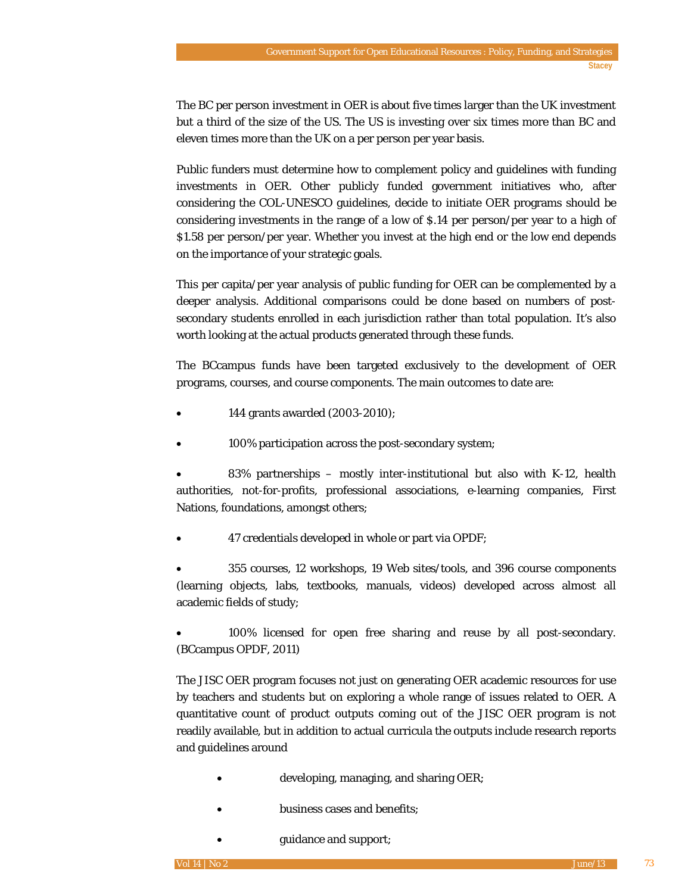The BC per person investment in OER is about five times larger than the UK investment but a third of the size of the US. The US is investing over six times more than BC and eleven times more than the UK on a per person per year basis.

Public funders must determine how to complement policy and guidelines with funding investments in OER. Other publicly funded government initiatives who, after considering the COL-UNESCO guidelines, decide to initiate OER programs should be considering investments in the range of a low of $.14 per person/per year to a high of $1.58 per person/per year. Whether you invest at the high end or the low end depends on the importance of your strategic goals.

This per capita/per year analysis of public funding for OER can be complemented by a deeper analysis. Additional comparisons could be done based on numbers of post-secondary students enrolled in each jurisdiction rather than total population. It's also worth looking at the actual products generated through these funds.

The BCcampus funds have been targeted exclusively to the development of OER programs, courses, and course components. The main outcomes to date are:

- 144 grants awarded (2003-2010);
- 100% participation across the post-secondary system;
- 83% partnerships – mostly inter-institutional but also with K-12, health authorities, not-for-profits, professional associations, e-learning companies, First Nations, foundations, amongst others;
- 47 credentials developed in whole or part via OPDF;
- 355 courses, 12 workshops, 19 Web sites/tools, and 396 course components (learning objects, labs, textbooks, manuals, videos) developed across almost all academic fields of study;
- 100% licensed for open free sharing and reuse by all post-secondary. (BCcampus OPDF, 2011)

The JISC OER program focuses not just on generating OER academic resources for use by teachers and students but on exploring a whole range of issues related to OER. A quantitative count of product outputs coming out of the JISC OER program is not readily available, but in addition to actual curricula the outputs include research reports and guidelines around

- developing, managing, and sharing OER;
- business cases and benefits;
- guidance and support;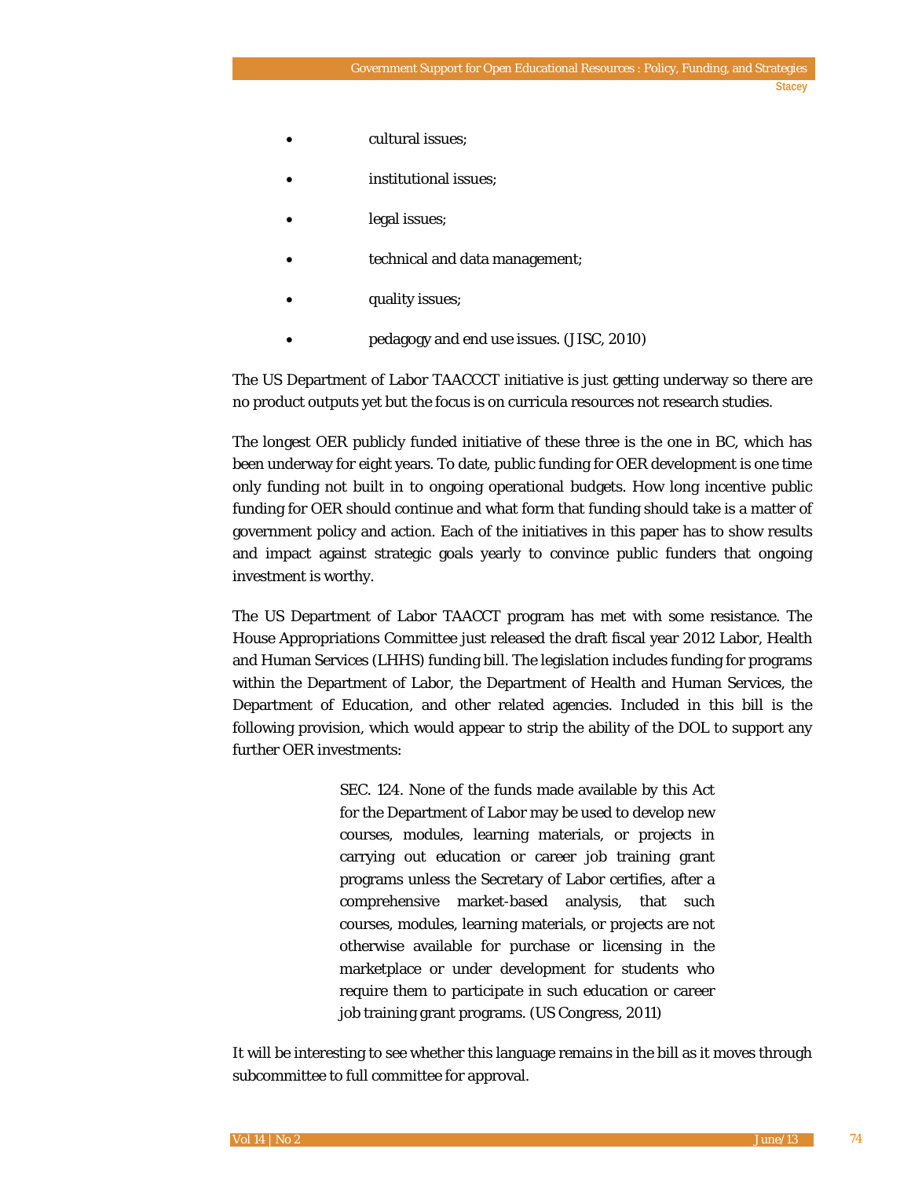- cultural issues;
- institutional issues;
- legal issues;
- technical and data management;
- quality issues;
- pedagogy and end use issues. (JISC, 2010)

The US Department of Labor TAACCCT initiative is just getting underway so there are no product outputs yet but the focus is on curricula resources not research studies.

The longest OER publicly funded initiative of these three is the one in BC, which has been underway for eight years. To date, public funding for OER development is one time only funding not built in to ongoing operational budgets. How long incentive public funding for OER should continue and what form that funding should take is a matter of government policy and action. Each of the initiatives in this paper has to show results and impact against strategic goals yearly to convince public funders that ongoing investment is worthy.

The US Department of Labor TAACCT program has met with some resistance. The House Appropriations Committee just released the draft fiscal year 2012 Labor, Health and Human Services (LHHS) funding bill. The legislation includes funding for programs within the Department of Labor, the Department of Health and Human Services, the Department of Education, and other related agencies. Included in this bill is the following provision, which would appear to strip the ability of the DOL to support any further OER investments:

> SEC. 124. None of the funds made available by this Act for the Department of Labor may be used to develop new courses, modules, learning materials, or projects in carrying out education or career job training grant programs unless the Secretary of Labor certifies, after a comprehensive market-based analysis, that such courses, modules, learning materials, or projects are not otherwise available for purchase or licensing in the marketplace or under development for students who require them to participate in such education or career job training grant programs. (US Congress, 2011)

It will be interesting to see whether this language remains in the bill as it moves through subcommittee to full committee for approval.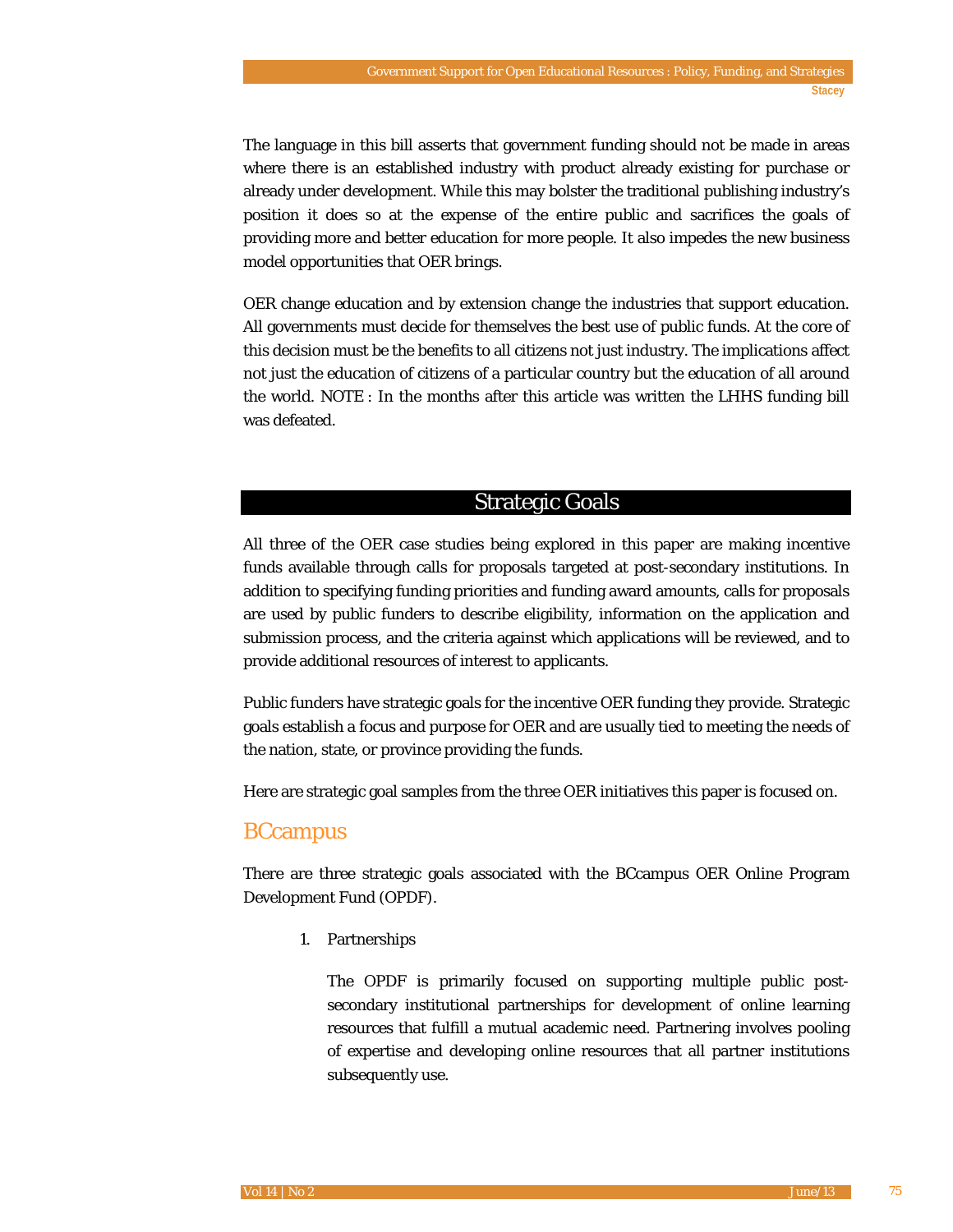The language in this bill asserts that government funding should not be made in areas where there is an established industry with product already existing for purchase or already under development. While this may bolster the traditional publishing industry's position it does so at the expense of the entire public and sacrifices the goals of providing more and better education for more people. It also impedes the new business model opportunities that OER brings.

OER change education and by extension change the industries that support education. All governments must decide for themselves the best use of public funds. At the core of this decision must be the benefits to all citizens not just industry. The implications affect not just the education of citizens of a particular country but the education of all around the world. NOTE : In the months after this article was written the LHHS funding bill was defeated.

## Strategic Goals

All three of the OER case studies being explored in this paper are making incentive funds available through calls for proposals targeted at post-secondary institutions. In addition to specifying funding priorities and funding award amounts, calls for proposals are used by public funders to describe eligibility, information on the application and submission process, and the criteria against which applications will be reviewed, and to provide additional resources of interest to applicants.

Public funders have strategic goals for the incentive OER funding they provide. Strategic goals establish a focus and purpose for OER and are usually tied to meeting the needs of the nation, state, or province providing the funds.

Here are strategic goal samples from the three OER initiatives this paper is focused on.

### BCcampus

There are three strategic goals associated with the BCcampus OER Online Program Development Fund (OPDF).

1. Partnerships

   The OPDF is primarily focused on supporting multiple public post-secondary institutional partnerships for development of online learning resources that fulfill a mutual academic need. Partnering involves pooling of expertise and developing online resources that all partner institutions subsequently use.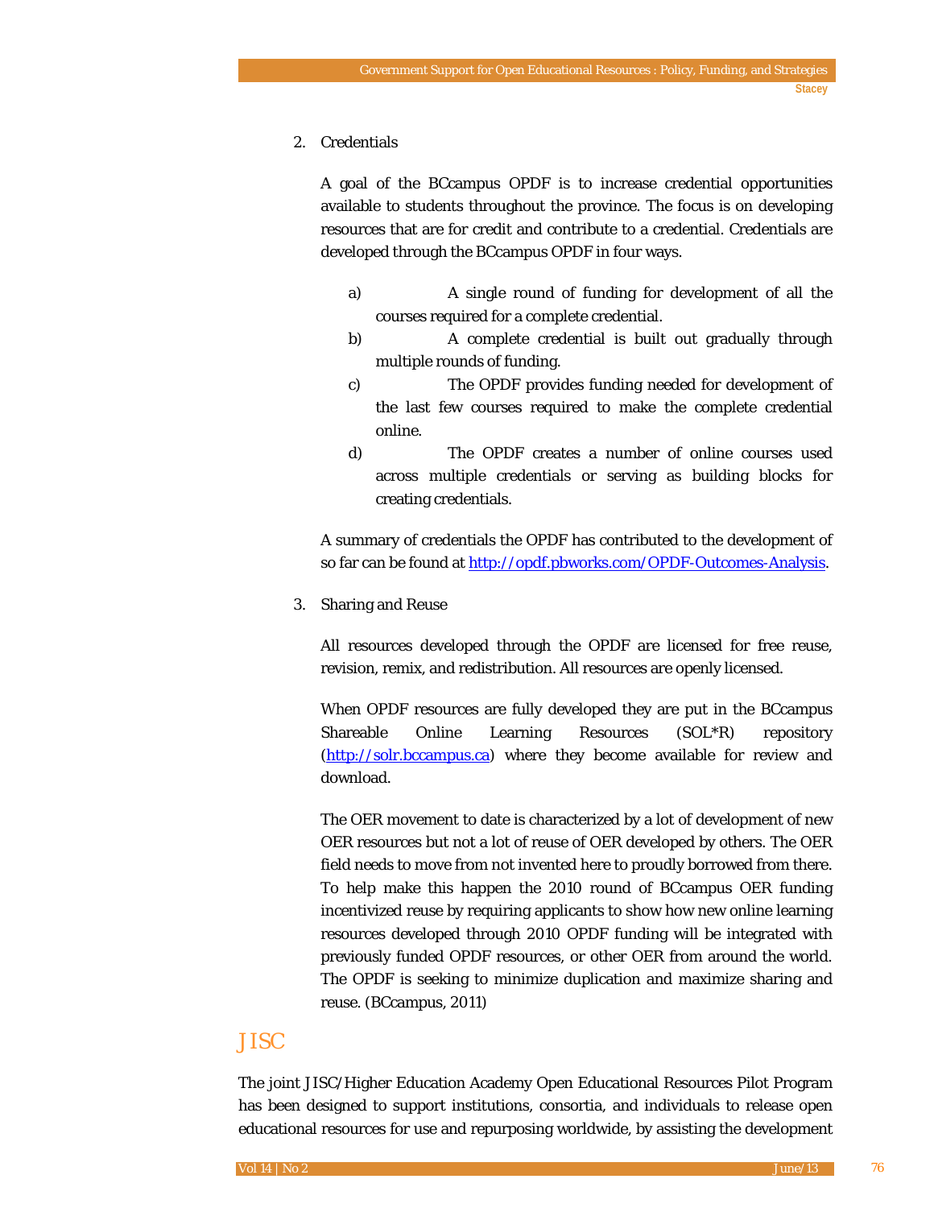2. Credentials

   A goal of the BCcampus OPDF is to increase credential opportunities available to students throughout the province. The focus is on developing resources that are for credit and contribute to a credential. Credentials are developed through the BCcampus OPDF in four ways.

   a) A single round of funding for development of all the courses required for a complete credential.
   b) A complete credential is built out gradually through multiple rounds of funding.
   c) The OPDF provides funding needed for development of the last few courses required to make the complete credential online.
   d) The OPDF creates a number of online courses used across multiple credentials or serving as building blocks for creating credentials.

   A summary of credentials the OPDF has contributed to the development of so far can be found at http://opdf.pbworks.com/OPDF-Outcomes-Analysis.

3. Sharing and Reuse

   All resources developed through the OPDF are licensed for free reuse, revision, remix, and redistribution. All resources are openly licensed.

   When OPDF resources are fully developed they are put in the BCcampus Shareable Online Learning Resources (SOL*R) repository (http://solr.bccampus.ca) where they become available for review and download.

   The OER movement to date is characterized by a lot of development of new OER resources but not a lot of reuse of OER developed by others. The OER field needs to move from not invented here to proudly borrowed from there. To help make this happen the 2010 round of BCcampus OER funding incentivized reuse by requiring applicants to show how new online learning resources developed through 2010 OPDF funding will be integrated with previously funded OPDF resources, or other OER from around the world. The OPDF is seeking to minimize duplication and maximize sharing and reuse. (BCcampus, 2011)

## JISC

The joint JISC/Higher Education Academy Open Educational Resources Pilot Program has been designed to support institutions, consortia, and individuals to release open educational resources for use and repurposing worldwide, by assisting the development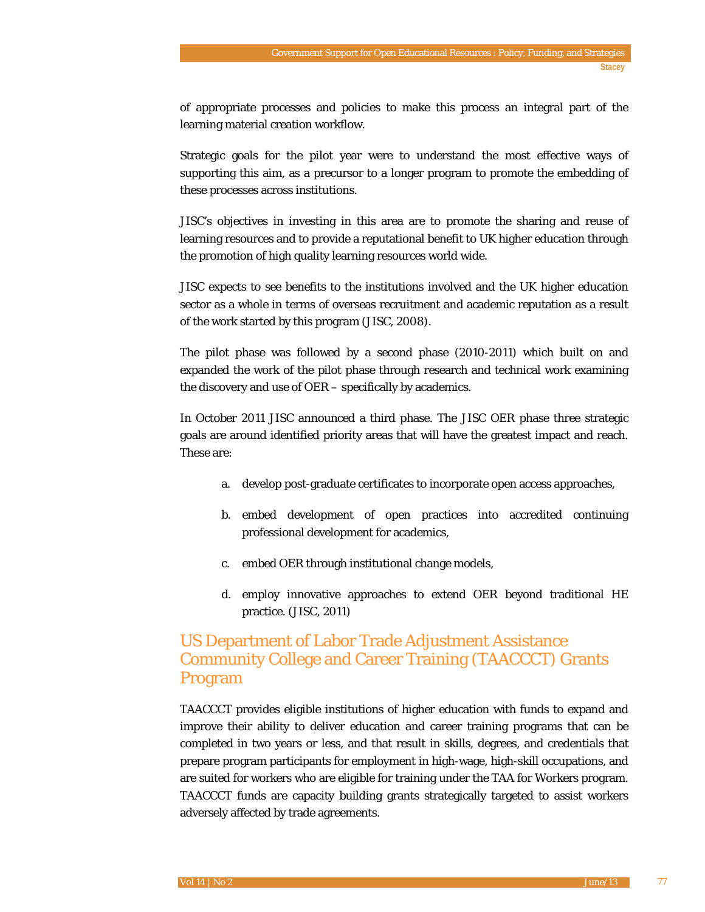of appropriate processes and policies to make this process an integral part of the learning material creation workflow.

Strategic goals for the pilot year were to understand the most effective ways of supporting this aim, as a precursor to a longer program to promote the embedding of these processes across institutions.

JISC's objectives in investing in this area are to promote the sharing and reuse of learning resources and to provide a reputational benefit to UK higher education through the promotion of high quality learning resources world wide.

JISC expects to see benefits to the institutions involved and the UK higher education sector as a whole in terms of overseas recruitment and academic reputation as a result of the work started by this program (JISC, 2008).

The pilot phase was followed by a second phase (2010-2011) which built on and expanded the work of the pilot phase through research and technical work examining the discovery and use of OER – specifically by academics.

In October 2011 JISC announced a third phase. The JISC OER phase three strategic goals are around identified priority areas that will have the greatest impact and reach. These are:

a. develop post-graduate certificates to incorporate open access approaches,

b. embed development of open practices into accredited continuing professional development for academics,

c. embed OER through institutional change models,

d. employ innovative approaches to extend OER beyond traditional HE practice. (JISC, 2011)

## US Department of Labor Trade Adjustment Assistance Community College and Career Training (TAACCCT) Grants Program

TAACCCT provides eligible institutions of higher education with funds to expand and improve their ability to deliver education and career training programs that can be completed in two years or less, and that result in skills, degrees, and credentials that prepare program participants for employment in high-wage, high-skill occupations, and are suited for workers who are eligible for training under the TAA for Workers program. TAACCCT funds are capacity building grants strategically targeted to assist workers adversely affected by trade agreements.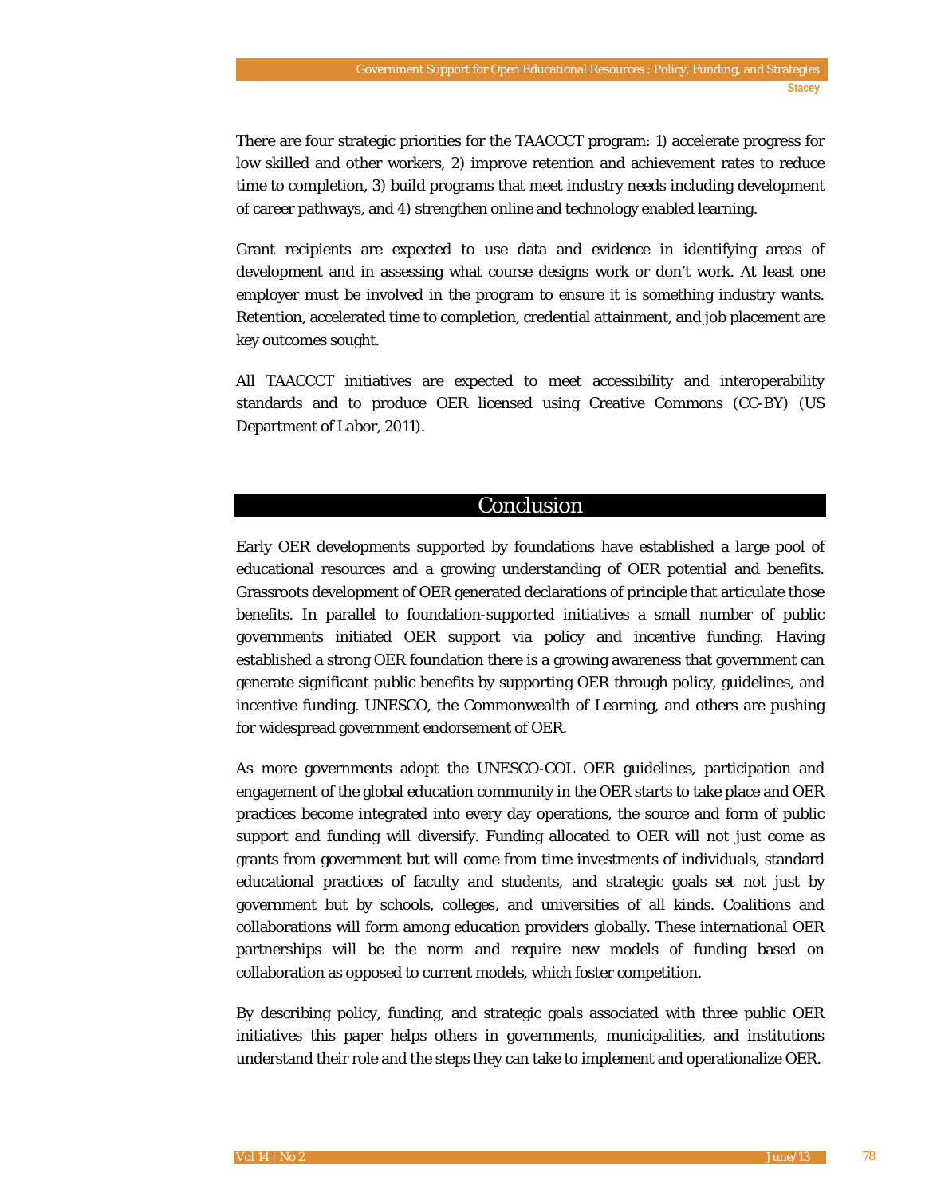There are four strategic priorities for the TAACCCT program: 1) accelerate progress for low skilled and other workers, 2) improve retention and achievement rates to reduce time to completion, 3) build programs that meet industry needs including development of career pathways, and 4) strengthen online and technology enabled learning.

Grant recipients are expected to use data and evidence in identifying areas of development and in assessing what course designs work or don't work. At least one employer must be involved in the program to ensure it is something industry wants. Retention, accelerated time to completion, credential attainment, and job placement are key outcomes sought.

All TAACCCT initiatives are expected to meet accessibility and interoperability standards and to produce OER licensed using Creative Commons (CC-BY) (US Department of Labor, 2011).

## Conclusion

Early OER developments supported by foundations have established a large pool of educational resources and a growing understanding of OER potential and benefits. Grassroots development of OER generated declarations of principle that articulate those benefits. In parallel to foundation-supported initiatives a small number of public governments initiated OER support via policy and incentive funding. Having established a strong OER foundation there is a growing awareness that government can generate significant public benefits by supporting OER through policy, guidelines, and incentive funding. UNESCO, the Commonwealth of Learning, and others are pushing for widespread government endorsement of OER.

As more governments adopt the UNESCO-COL OER guidelines, participation and engagement of the global education community in the OER starts to take place and OER practices become integrated into every day operations, the source and form of public support and funding will diversify. Funding allocated to OER will not just come as grants from government but will come from time investments of individuals, standard educational practices of faculty and students, and strategic goals set not just by government but by schools, colleges, and universities of all kinds. Coalitions and collaborations will form among education providers globally. These international OER partnerships will be the norm and require new models of funding based on collaboration as opposed to current models, which foster competition.

By describing policy, funding, and strategic goals associated with three public OER initiatives this paper helps others in governments, municipalities, and institutions understand their role and the steps they can take to implement and operationalize OER.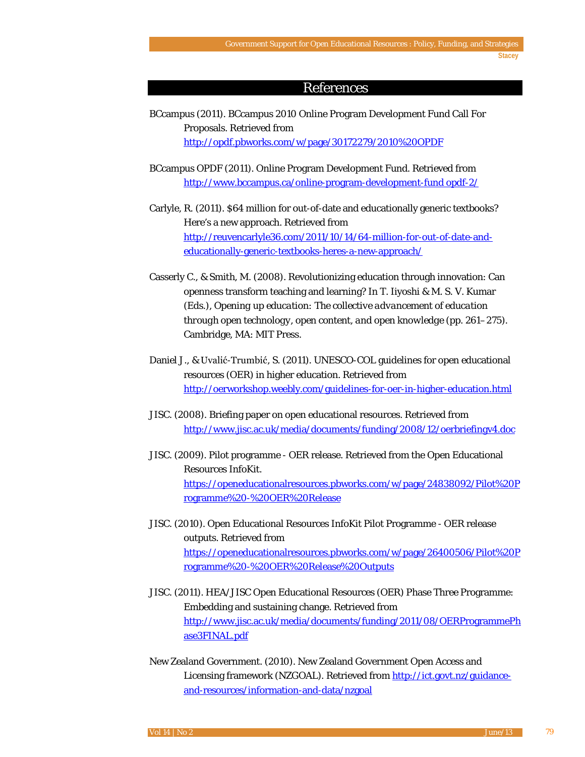# References

BCcampus (2011). BCcampus 2010 Online Program Development Fund Call For Proposals. Retrieved from http://opdf.pbworks.com/w/page/30172279/2010%20OPDF

BCcampus OPDF (2011). Online Program Development Fund. Retrieved from http://www.bccampus.ca/online-program-development-fund opdf-2/

Carlyle, R. (2011). $64 million for out-of-date and educationally generic textbooks? Here's a new approach. Retrieved from http://reuvencarlyle36.com/2011/10/14/64-million-for-out-of-date-and-educationally-generic-textbooks-heres-a-new-approach/

Casserly C., & Smith, M. (2008). Revolutionizing education through innovation: Can openness transform teaching and learning? In T. Iiyoshi & M. S. V. Kumar (Eds.), *Opening up education: The collective advancement of education through open technology, open content, and open knowledge* (pp. 261–275). Cambridge, MA: MIT Press.

Daniel J., & Uvalić-Trumbić, S. (2011). UNESCO-COL guidelines for open educational resources (OER) in higher education. Retrieved from http://oerworkshop.weebly.com/guidelines-for-oer-in-higher-education.html

JISC. (2008). Briefing paper on open educational resources. Retrieved from http://www.jisc.ac.uk/media/documents/funding/2008/12/oerbriefingv4.doc

JISC. (2009). Pilot programme - OER release. Retrieved from the Open Educational Resources InfoKit. https://openeducationalresources.pbworks.com/w/page/24838092/Pilot%20Programme%20-%20OER%20Release

JISC. (2010). Open Educational Resources InfoKit Pilot Programme - OER release outputs. Retrieved from https://openeducationalresources.pbworks.com/w/page/26400506/Pilot%20Programme%20-%20OER%20Release%20Outputs

JISC. (2011). HEA/JISC Open Educational Resources (OER) Phase Three Programme: Embedding and sustaining change. Retrieved from http://www.jisc.ac.uk/media/documents/funding/2011/08/OERProgrammePhase3FINAL.pdf

New Zealand Government. (2010). New Zealand Government Open Access and Licensing framework (NZGOAL). Retrieved from http://ict.govt.nz/guidance-and-resources/information-and-data/nzgoal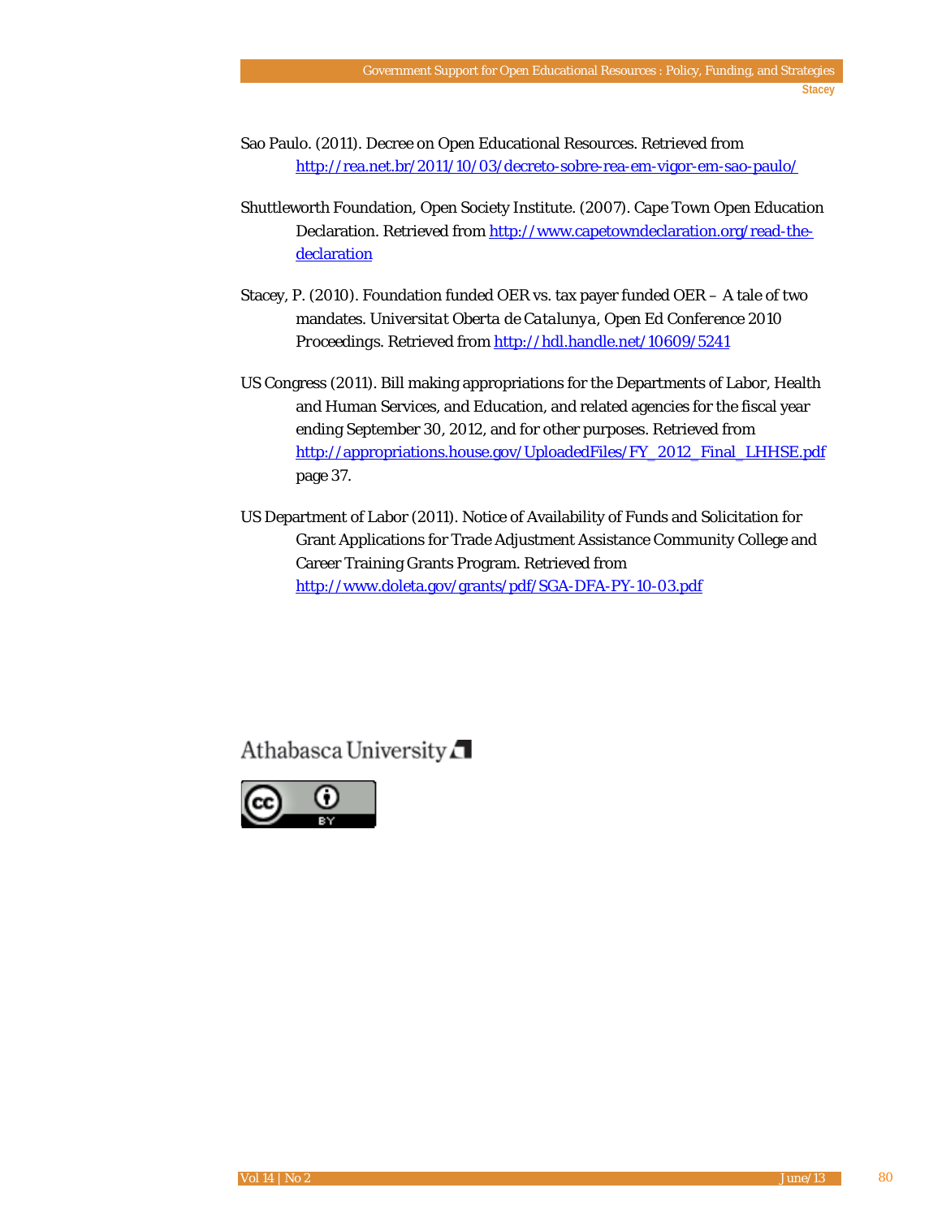Sao Paulo. (2011). Decree on Open Educational Resources. Retrieved from http://rea.net.br/2011/10/03/decreto-sobre-rea-em-vigor-em-sao-paulo/

Shuttleworth Foundation, Open Society Institute. (2007). Cape Town Open Education Declaration. Retrieved from http://www.capetowndeclaration.org/read-the-declaration

Stacey, P. (2010). Foundation funded OER vs. tax payer funded OER – A tale of two mandates. *Universitat Oberta de Catalunya, Open Ed Conference 2010 Proceedings*. Retrieved from http://hdl.handle.net/10609/5241

US Congress (2011). Bill making appropriations for the Departments of Labor, Health and Human Services, and Education, and related agencies for the fiscal year ending September 30, 2012, and for other purposes. Retrieved from http://appropriations.house.gov/UploadedFiles/FY_2012_Final_LHHSE.pdf page 37.

US Department of Labor (2011). Notice of Availability of Funds and Solicitation for Grant Applications for Trade Adjustment Assistance Community College and Career Training Grants Program. Retrieved from http://www.doleta.gov/grants/pdf/SGA-DFA-PY-10-03.pdf

Athabasca University